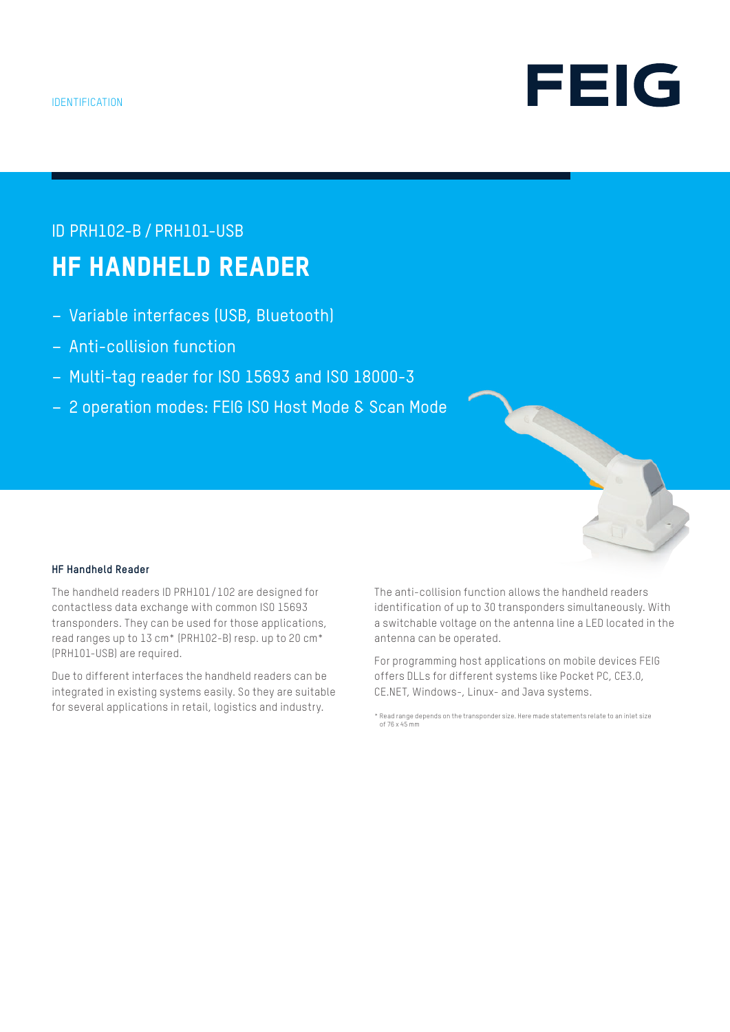IDENTIFICATION

FEIG

ID PRH102-B / PRH101-USB

# HF HANDHELD READER

- Variable interfaces (USB, Bluetooth)
- Anti-collision function
- Multi-tag reader for ISO 15693 and ISO 18000-3
- 2 operation modes: FEIG ISO Host Mode & Scan Mode

**HF Handheld Reader**

The handheld readers ID PRH101 / 102 are designed for contactless data exchange with common ISO 15693 transponders. They can be used for those applications, read ranges up to 13 cm* (PRH102-B) resp. up to 20 cm* (PRH101-USB) are required.

Due to different interfaces the handheld readers can be integrated in existing systems easily. So they are suitable for several applications in retail, logistics and industry.

The anti-collision function allows the handheld readers identification of up to 30 transponders simultaneously. With a switchable voltage on the antenna line a LED located in the antenna can be operated.

For programming host applications on mobile devices FEIG offers DLLs for different systems like Pocket PC, CE3.0, CE.NET, Windows-, Linux- and Java systems.

\* Read range depends on the transponder size. Here made statements relate to an inlet size of 76 x 45 mm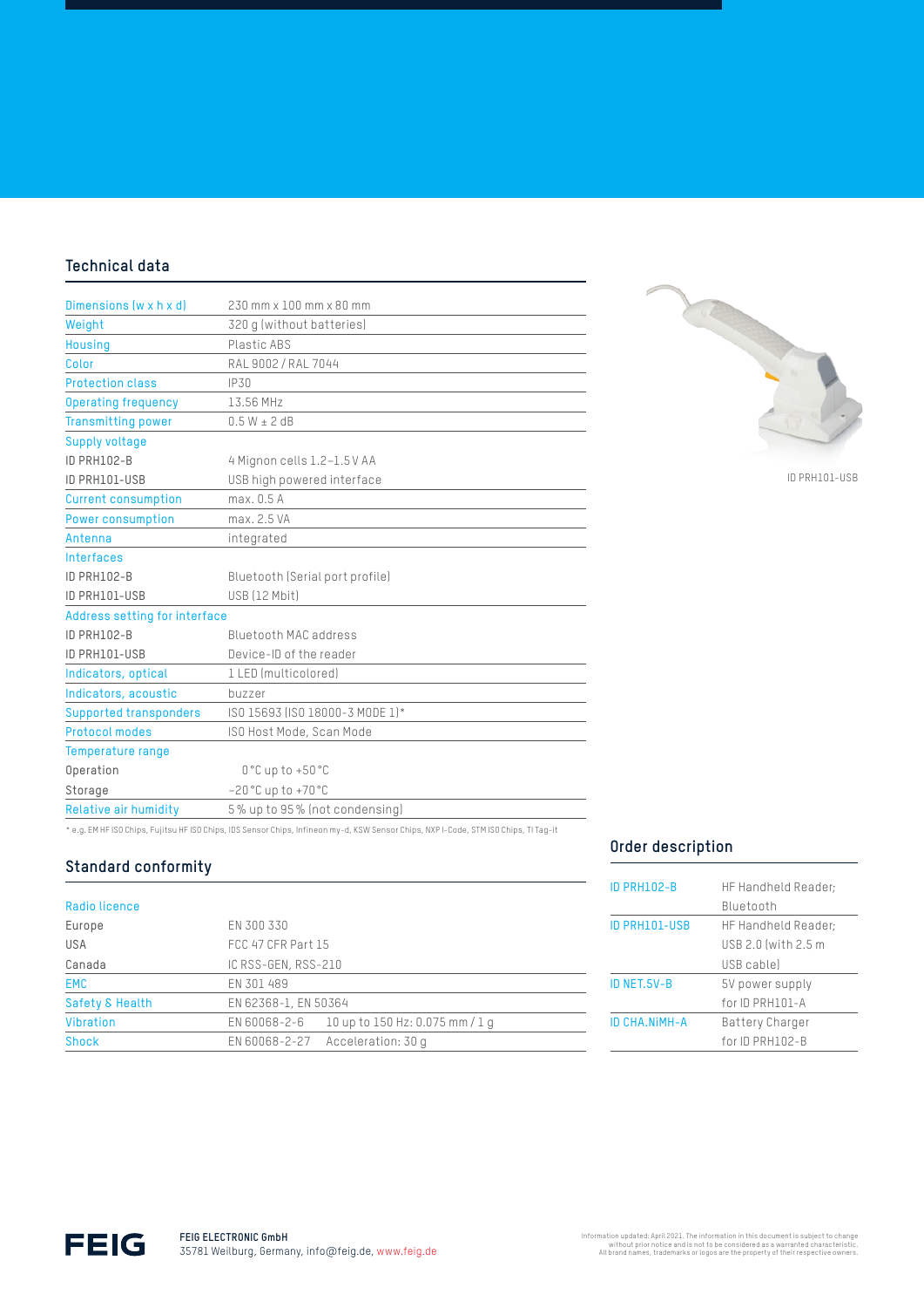## Technical data

| | |
|---|---|
| Dimensions (w x h x d) | 230 mm x 100 mm x 80 mm |
| Weight | 320 g (without batteries) |
| Housing | Plastic ABS |
| Color | RAL 9002 / RAL 7044 |
| Protection class | IP30 |
| Operating frequency | 13.56 MHz |
| Transmitting power | 0.5 W ± 2 dB |
| Supply voltage | |
| ID PRH102-B | 4 Mignon cells 1.2–1.5 V AA |
| ID PRH101-USB | USB high powered interface |
| Current consumption | max. 0.5 A |
| Power consumption | max. 2.5 VA |
| Antenna | integrated |
| Interfaces | |
| ID PRH102-B | Bluetooth (Serial port profile) |
| ID PRH101-USB | USB (12 Mbit) |
| Address setting for interface | |
| ID PRH102-B | Bluetooth MAC address |
| ID PRH101-USB | Device-ID of the reader |
| Indicators, optical | 1 LED (multicolored) |
| Indicators, acoustic | buzzer |
| Supported transponders | ISO 15693 (ISO 18000-3 MODE 1)* |
| Protocol modes | ISO Host Mode, Scan Mode |
| Temperature range | |
| Operation | 0 °C up to +50 °C |
| Storage | -20 °C up to +70 °C |
| Relative air humidity | 5 % up to 95 % (not condensing) |

* e.g. EM HF ISO Chips, Fujitsu HF ISO Chips, IDS Sensor Chips, Infineon my-d, KSW Sensor Chips, NXP I-Code, STM ISO Chips, TI Tag-it

ID PRH101-USB

## Standard conformity

| | | |
|---|---|---|
| Radio licence | | |
| Europe | EN 300 330 | |
| USA | FCC 47 CFR Part 15 | |
| Canada | IC RSS-GEN, RSS-210 | |
| EMC | EN 301 489 | |
| Safety & Health | EN 62368-1, EN 50364 | |
| Vibration | EN 60068-2-6 | 10 up to 150 Hz: 0.075 mm / 1 g |
| Shock | EN 60068-2-27 | Acceleration: 30 g |

## Order description

| | |
|---|---|
| ID PRH102-B | HF Handheld Reader; Bluetooth |
| ID PRH101-USB | HF Handheld Reader; USB 2.0 (with 2.5 m USB cable) |
| ID NET.5V-B | 5V power supply for ID PRH101-A |
| ID CHA.NiMH-A | Battery Charger for ID PRH102-B |

**FEIG ELECTRONIC GmbH**
35781 Weilburg, Germany, info@feig.de, www.feig.de

Information updated: April 2021. The information in this document is subject to change without prior notice and is not to be considered as a warranted characteristic. All brand names, trademarks or logos are the property of their respective owners.